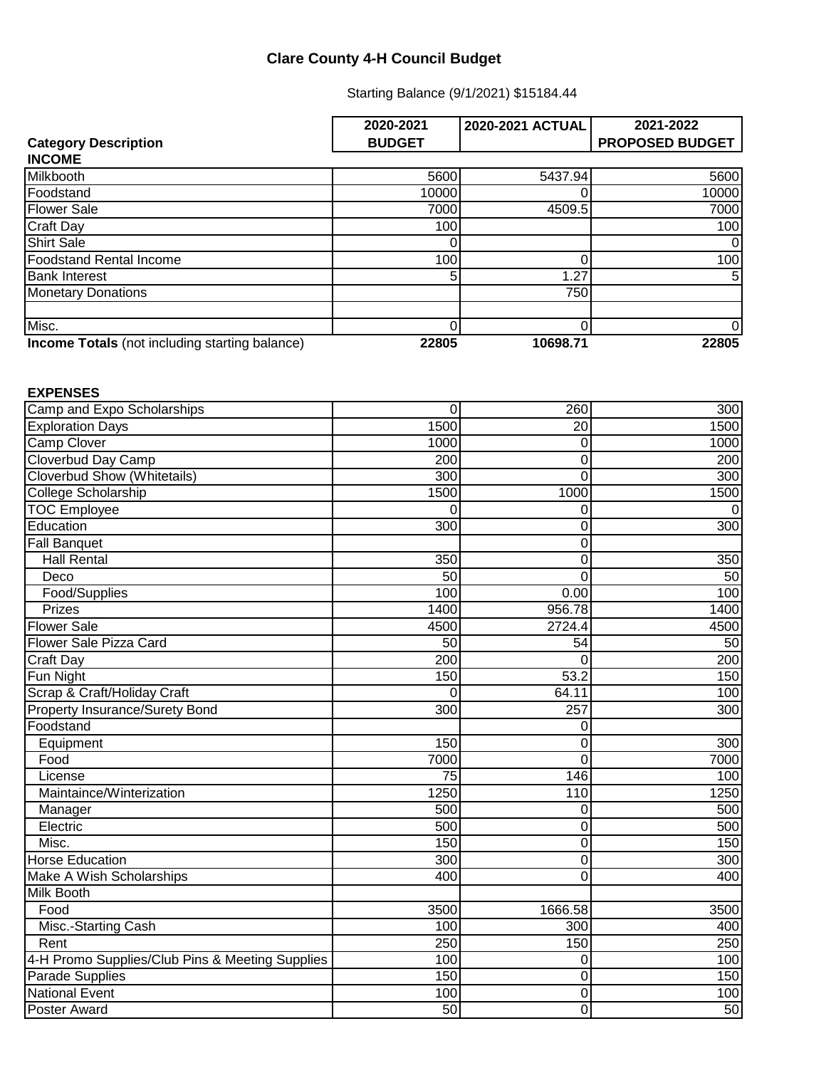# Clare County 4-H Council Budget

Starting Balance (9/1/2021) $15184.44

| Category Description | 2020-2021 BUDGET | 2020-2021 ACTUAL | 2021-2022 PROPOSED BUDGET |
|---|---|---|---|
| **INCOME** | | | |
| Milkbooth | 5600 | 5437.94 | 5600 |
| Foodstand | 10000 | 0 | 10000 |
| Flower Sale | 7000 | 4509.5 | 7000 |
| Craft Day | 100 | | 100 |
| Shirt Sale | 0 | | 0 |
| Foodstand Rental Income | 100 | 0 | 100 |
| Bank Interest | 5 | 1.27 | 5 |
| Monetary Donations | | 750 | |
| | | | |
| Misc. | 0 | 0 | 0 |
| **Income Totals** (not including starting balance) | **22805** | **10698.71** | **22805** |

| Category Description | 2020-2021 BUDGET | 2020-2021 ACTUAL | 2021-2022 PROPOSED BUDGET |
|---|---|---|---|
| **EXPENSES** | | | |
| Camp and Expo Scholarships | 0 | 260 | 300 |
| Exploration Days | 1500 | 20 | 1500 |
| Camp Clover | 1000 | 0 | 1000 |
| Cloverbud Day Camp | 200 | 0 | 200 |
| Cloverbud Show (Whitetails) | 300 | 0 | 300 |
| College Scholarship | 1500 | 1000 | 1500 |
| TOC Employee | 0 | 0 | 0 |
| Education | 300 | 0 | 300 |
| Fall Banquet | | 0 | |
| Hall Rental | 350 | 0 | 350 |
| Deco | 50 | 0 | 50 |
| Food/Supplies | 100 | 0.00 | 100 |
| Prizes | 1400 | 956.78 | 1400 |
| Flower Sale | 4500 | 2724.4 | 4500 |
| Flower Sale Pizza Card | 50 | 54 | 50 |
| Craft Day | 200 | 0 | 200 |
| Fun Night | 150 | 53.2 | 150 |
| Scrap & Craft/Holiday Craft | 0 | 64.11 | 100 |
| Property Insurance/Surety Bond | 300 | 257 | 300 |
| Foodstand | | 0 | |
| Equipment | 150 | 0 | 300 |
| Food | 7000 | 0 | 7000 |
| License | 75 | 146 | 100 |
| Maintaince/Winterization | 1250 | 110 | 1250 |
| Manager | 500 | 0 | 500 |
| Electric | 500 | 0 | 500 |
| Misc. | 150 | 0 | 150 |
| Horse Education | 300 | 0 | 300 |
| Make A Wish Scholarships | 400 | 0 | 400 |
| Milk Booth | | | |
| Food | 3500 | 1666.58 | 3500 |
| Misc.-Starting Cash | 100 | 300 | 400 |
| Rent | 250 | 150 | 250 |
| 4-H Promo Supplies/Club Pins & Meeting Supplies | 100 | 0 | 100 |
| Parade Supplies | 150 | 0 | 150 |
| National Event | 100 | 0 | 100 |
| Poster Award | 50 | 0 | 50 |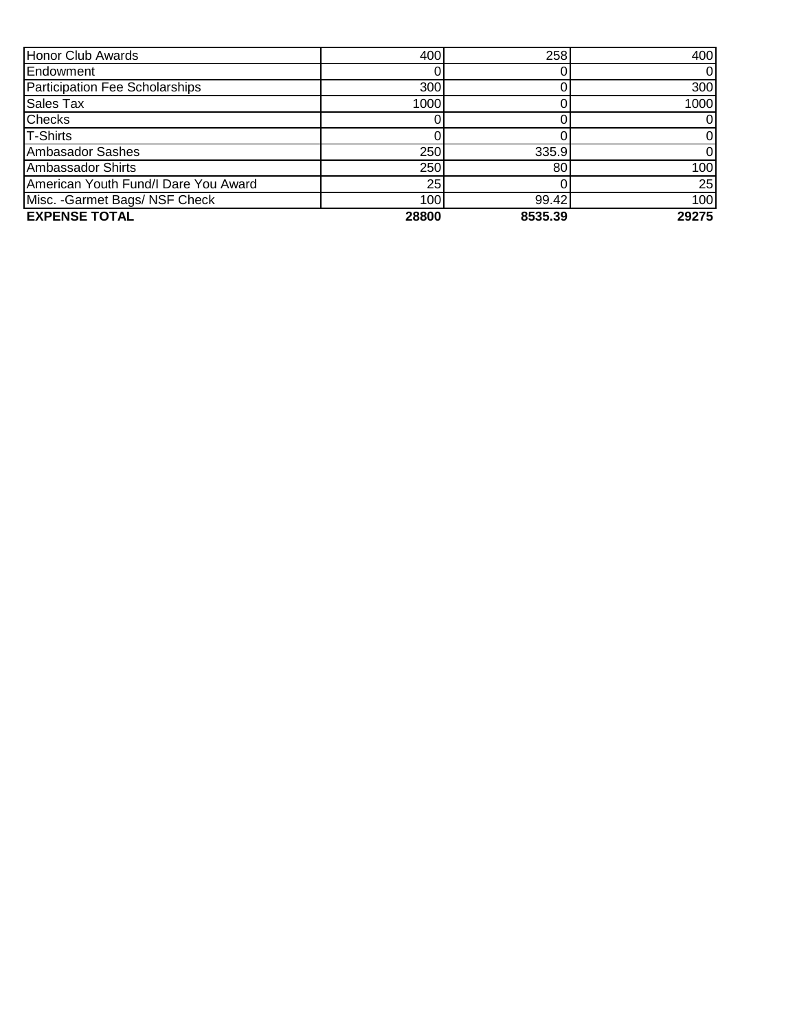| | | | |
|---|---|---|---|
| Honor Club Awards | 400 | 258 | 400 |
| Endowment | 0 | 0 | 0 |
| Participation Fee Scholarships | 300 | 0 | 300 |
| Sales Tax | 1000 | 0 | 1000 |
| Checks | 0 | 0 | 0 |
| T-Shirts | 0 | 0 | 0 |
| Ambasador Sashes | 250 | 335.9 | 0 |
| Ambassador Shirts | 250 | 80 | 100 |
| American Youth Fund/I Dare You Award | 25 | 0 | 25 |
| Misc. -Garmet Bags/ NSF Check | 100 | 99.42 | 100 |
| **EXPENSE TOTAL** | **28800** | **8535.39** | **29275** |